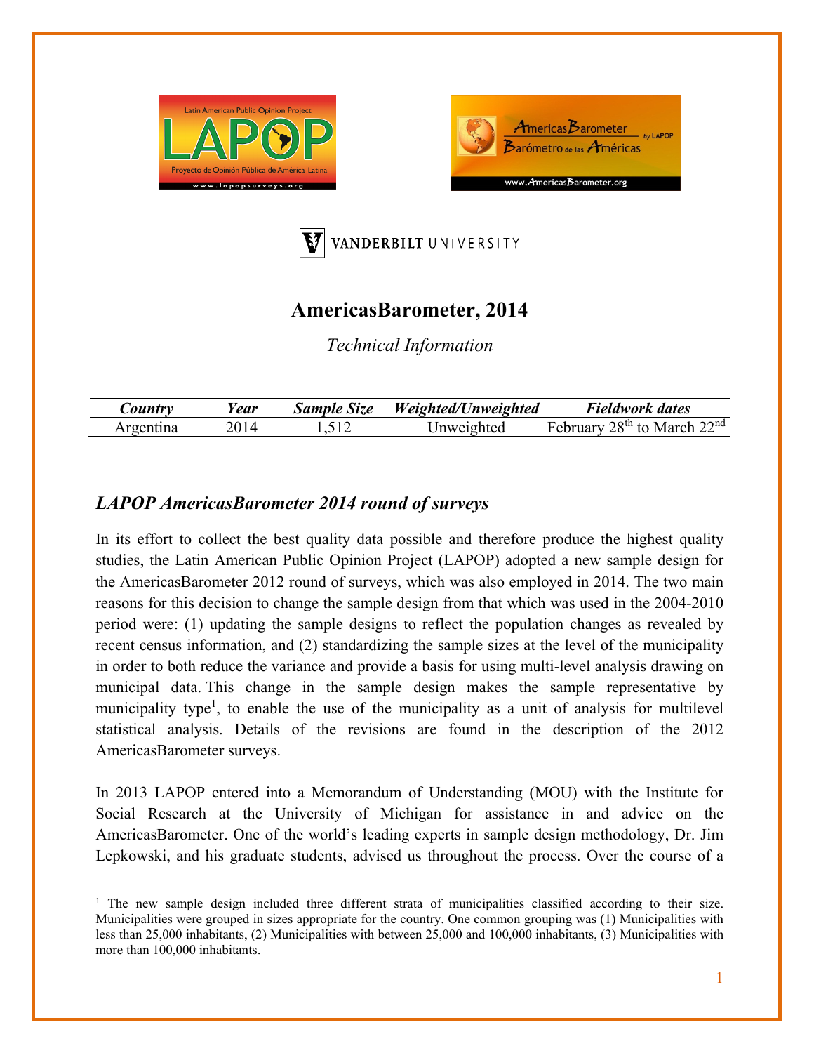# AmericasBarometer, 2014

*Technical Information*

| *Country* | *Year* | *Sample Size* | *Weighted/Unweighted* | *Fieldwork dates* |
|---|---|---|---|---|
| Argentina | 2014 | 1,512 | Unweighted | February $28^{th}$ to March $22^{nd}$ |

## *LAPOP AmericasBarometer 2014 round of surveys*

In its effort to collect the best quality data possible and therefore produce the highest quality studies, the Latin American Public Opinion Project (LAPOP) adopted a new sample design for the AmericasBarometer 2012 round of surveys, which was also employed in 2014. The two main reasons for this decision to change the sample design from that which was used in the 2004-2010 period were: (1) updating the sample designs to reflect the population changes as revealed by recent census information, and (2) standardizing the sample sizes at the level of the municipality in order to both reduce the variance and provide a basis for using multi-level analysis drawing on municipal data. This change in the sample design makes the sample representative by municipality type[1], to enable the use of the municipality as a unit of analysis for multilevel statistical analysis. Details of the revisions are found in the description of the 2012 AmericasBarometer surveys.

In 2013 LAPOP entered into a Memorandum of Understanding (MOU) with the Institute for Social Research at the University of Michigan for assistance in and advice on the AmericasBarometer. One of the world's leading experts in sample design methodology, Dr. Jim Lepkowski, and his graduate students, advised us throughout the process. Over the course of a

[1] The new sample design included three different strata of municipalities classified according to their size. Municipalities were grouped in sizes appropriate for the country. One common grouping was (1) Municipalities with less than 25,000 inhabitants, (2) Municipalities with between 25,000 and 100,000 inhabitants, (3) Municipalities with more than 100,000 inhabitants.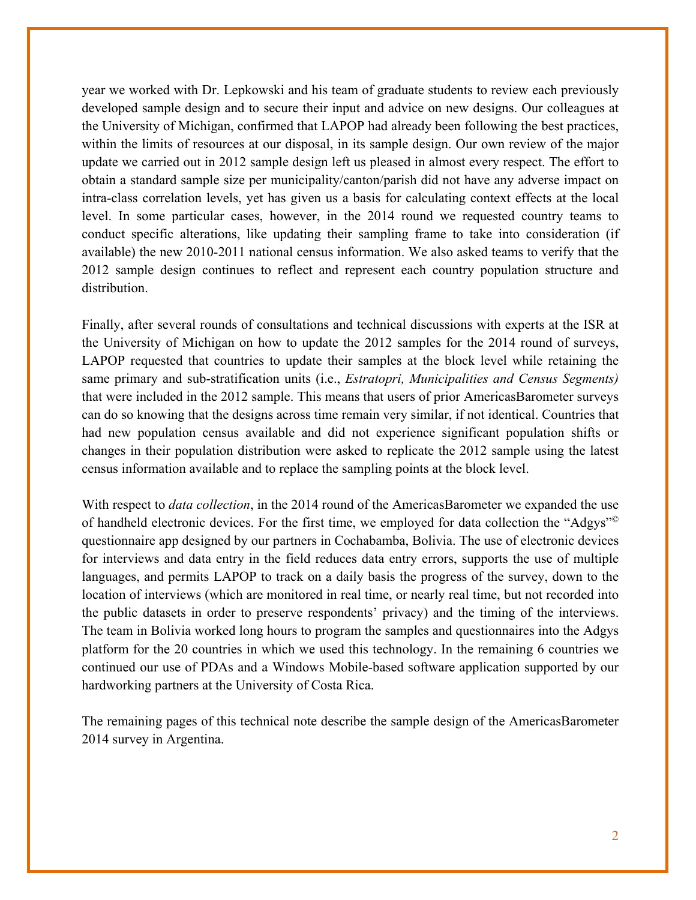year we worked with Dr. Lepkowski and his team of graduate students to review each previously developed sample design and to secure their input and advice on new designs. Our colleagues at the University of Michigan, confirmed that LAPOP had already been following the best practices, within the limits of resources at our disposal, in its sample design. Our own review of the major update we carried out in 2012 sample design left us pleased in almost every respect. The effort to obtain a standard sample size per municipality/canton/parish did not have any adverse impact on intra-class correlation levels, yet has given us a basis for calculating context effects at the local level. In some particular cases, however, in the 2014 round we requested country teams to conduct specific alterations, like updating their sampling frame to take into consideration (if available) the new 2010-2011 national census information. We also asked teams to verify that the 2012 sample design continues to reflect and represent each country population structure and distribution.

Finally, after several rounds of consultations and technical discussions with experts at the ISR at the University of Michigan on how to update the 2012 samples for the 2014 round of surveys, LAPOP requested that countries to update their samples at the block level while retaining the same primary and sub-stratification units (i.e., *Estratopri, Municipalities and Census Segments)* that were included in the 2012 sample. This means that users of prior AmericasBarometer surveys can do so knowing that the designs across time remain very similar, if not identical. Countries that had new population census available and did not experience significant population shifts or changes in their population distribution were asked to replicate the 2012 sample using the latest census information available and to replace the sampling points at the block level.

With respect to *data collection*, in the 2014 round of the AmericasBarometer we expanded the use of handheld electronic devices. For the first time, we employed for data collection the "Adgys"© questionnaire app designed by our partners in Cochabamba, Bolivia. The use of electronic devices for interviews and data entry in the field reduces data entry errors, supports the use of multiple languages, and permits LAPOP to track on a daily basis the progress of the survey, down to the location of interviews (which are monitored in real time, or nearly real time, but not recorded into the public datasets in order to preserve respondents' privacy) and the timing of the interviews. The team in Bolivia worked long hours to program the samples and questionnaires into the Adgys platform for the 20 countries in which we used this technology. In the remaining 6 countries we continued our use of PDAs and a Windows Mobile-based software application supported by our hardworking partners at the University of Costa Rica.

The remaining pages of this technical note describe the sample design of the AmericasBarometer 2014 survey in Argentina.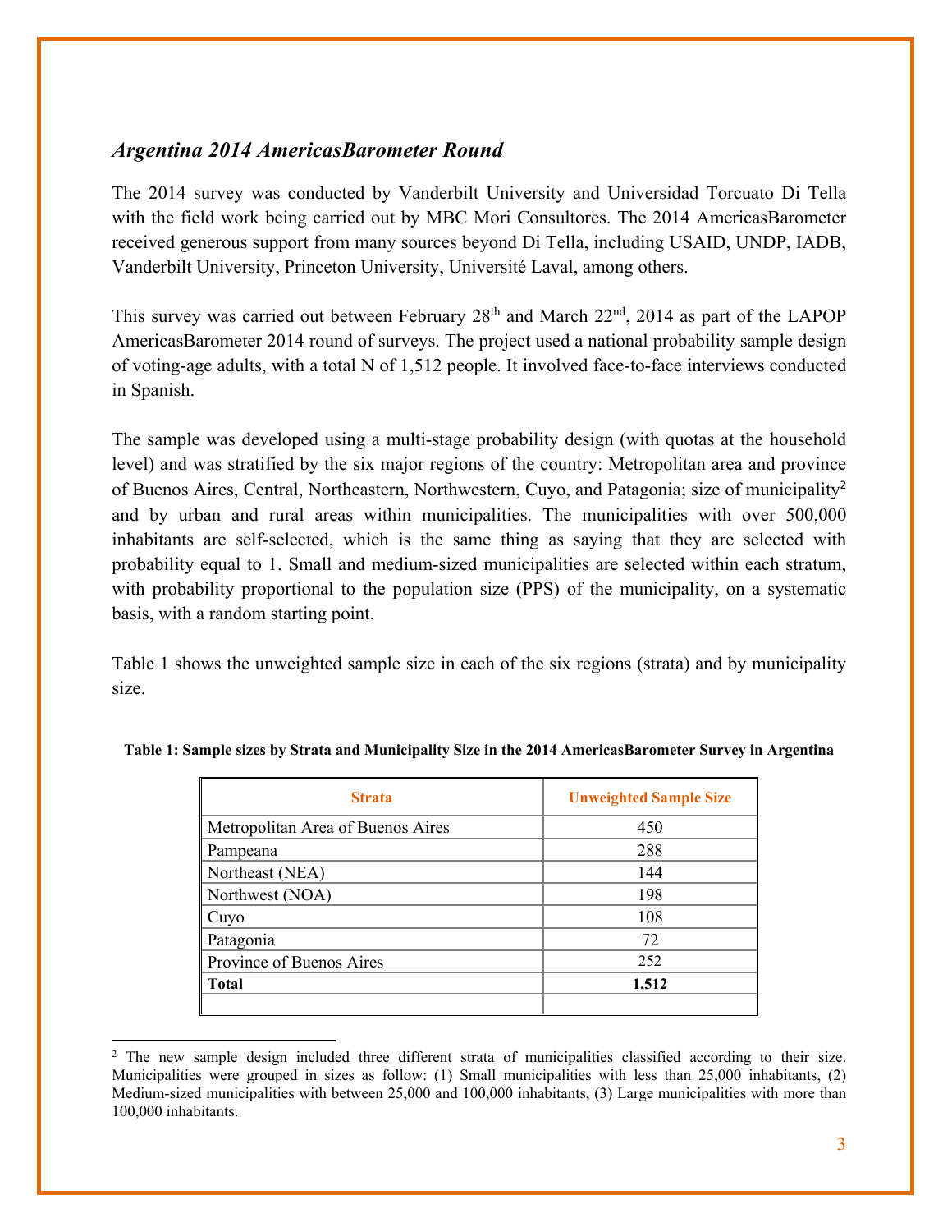### *Argentina 2014 AmericasBarometer Round*

The 2014 survey was conducted by Vanderbilt University and Universidad Torcuato Di Tella with the field work being carried out by MBC Mori Consultores. The 2014 AmericasBarometer received generous support from many sources beyond Di Tella, including USAID, UNDP, IADB, Vanderbilt University, Princeton University, Université Laval, among others.

This survey was carried out between February 28th and March 22nd, 2014 as part of the LAPOP AmericasBarometer 2014 round of surveys. The project used a national probability sample design of voting-age adults, with a total N of 1,512 people. It involved face-to-face interviews conducted in Spanish.

The sample was developed using a multi-stage probability design (with quotas at the household level) and was stratified by the six major regions of the country: Metropolitan area and province of Buenos Aires, Central, Northeastern, Northwestern, Cuyo, and Patagonia; size of municipality[2] and by urban and rural areas within municipalities. The municipalities with over 500,000 inhabitants are self-selected, which is the same thing as saying that they are selected with probability equal to 1. Small and medium-sized municipalities are selected within each stratum, with probability proportional to the population size (PPS) of the municipality, on a systematic basis, with a random starting point.

Table 1 shows the unweighted sample size in each of the six regions (strata) and by municipality size.

**Table 1: Sample sizes by Strata and Municipality Size in the 2014 AmericasBarometer Survey in Argentina**

| Strata | Unweighted Sample Size |
|---|---|
| Metropolitan Area of Buenos Aires | 450 |
| Pampeana | 288 |
| Northeast (NEA) | 144 |
| Northwest (NOA) | 198 |
| Cuyo | 108 |
| Patagonia | 72 |
| Province of Buenos Aires | 252 |
| **Total** | **1,512** |
| | |

[2] The new sample design included three different strata of municipalities classified according to their size. Municipalities were grouped in sizes as follow: (1) Small municipalities with less than 25,000 inhabitants, (2) Medium-sized municipalities with between 25,000 and 100,000 inhabitants, (3) Large municipalities with more than 100,000 inhabitants.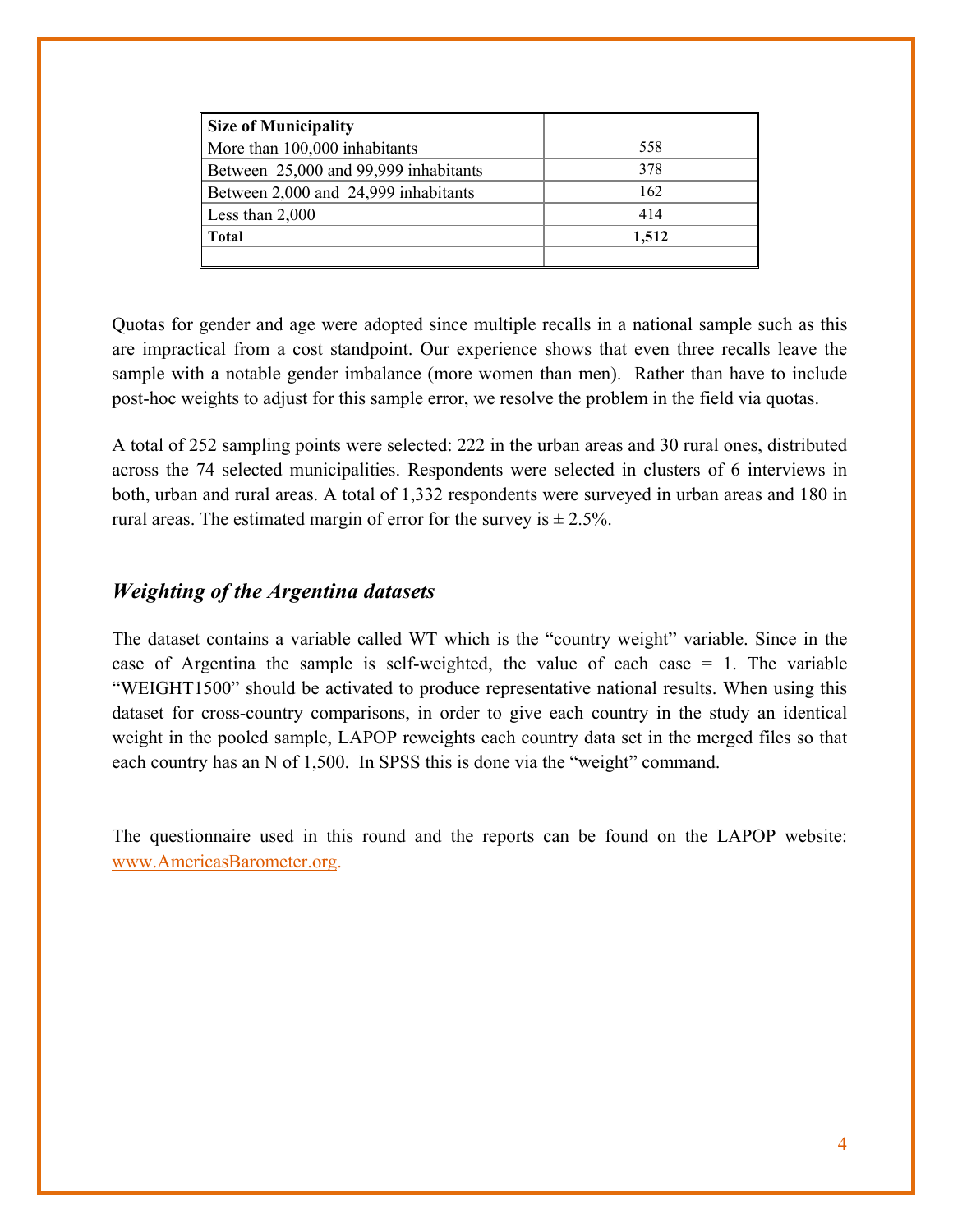| Size of Municipality | |
|---|---|
| More than 100,000 inhabitants | 558 |
| Between 25,000 and 99,999 inhabitants | 378 |
| Between 2,000 and 24,999 inhabitants | 162 |
| Less than 2,000 | 414 |
| **Total** | **1,512** |
| | |

Quotas for gender and age were adopted since multiple recalls in a national sample such as this are impractical from a cost standpoint. Our experience shows that even three recalls leave the sample with a notable gender imbalance (more women than men). Rather than have to include post-hoc weights to adjust for this sample error, we resolve the problem in the field via quotas.

A total of 252 sampling points were selected: 222 in the urban areas and 30 rural ones, distributed across the 74 selected municipalities. Respondents were selected in clusters of 6 interviews in both, urban and rural areas. A total of 1,332 respondents were surveyed in urban areas and 180 in rural areas. The estimated margin of error for the survey is ± 2.5%.

## *Weighting of the Argentina datasets*

The dataset contains a variable called WT which is the "country weight" variable. Since in the case of Argentina the sample is self-weighted, the value of each case = 1. The variable "WEIGHT1500" should be activated to produce representative national results. When using this dataset for cross-country comparisons, in order to give each country in the study an identical weight in the pooled sample, LAPOP reweights each country data set in the merged files so that each country has an N of 1,500. In SPSS this is done via the "weight" command.

The questionnaire used in this round and the reports can be found on the LAPOP website: www.AmericasBarometer.org.